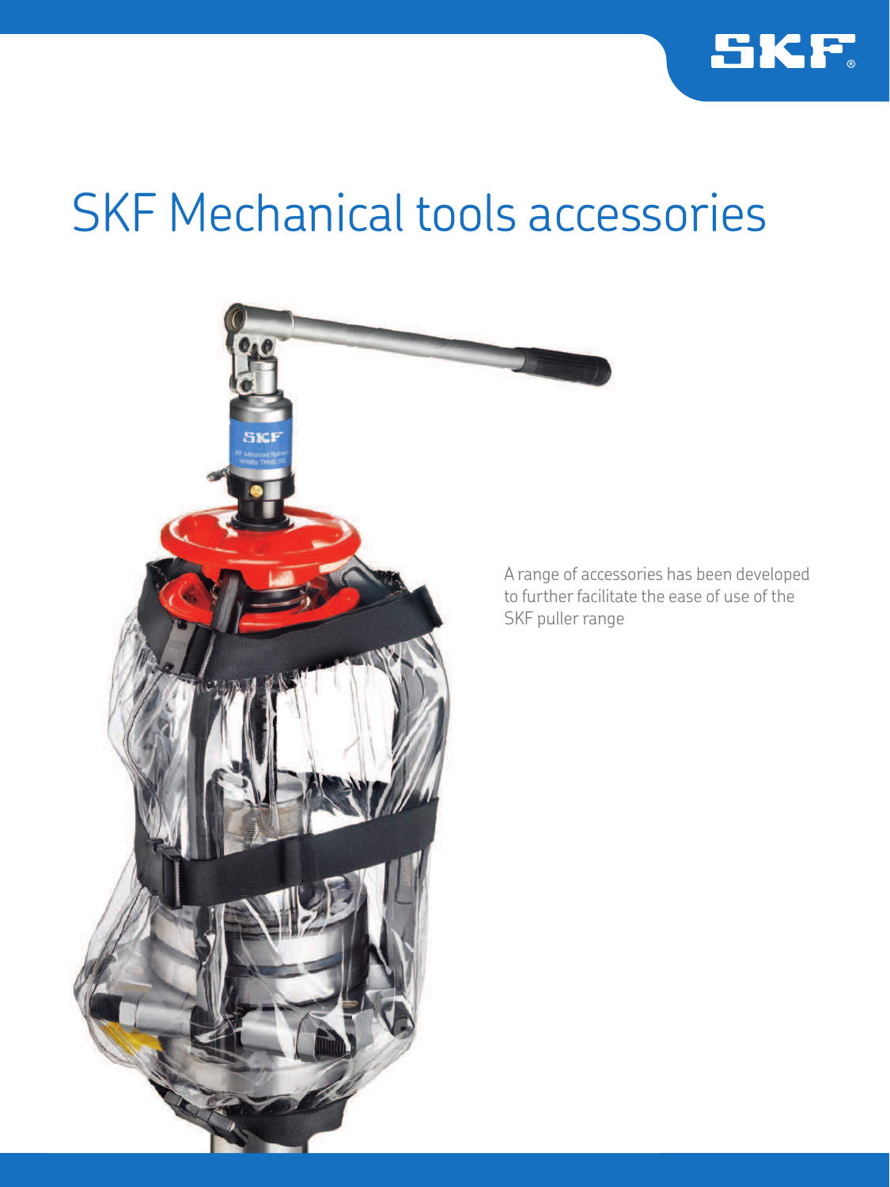# SKF Mechanical tools accessories

A range of accessories has been developed to further facilitate the ease of use of the SKF puller range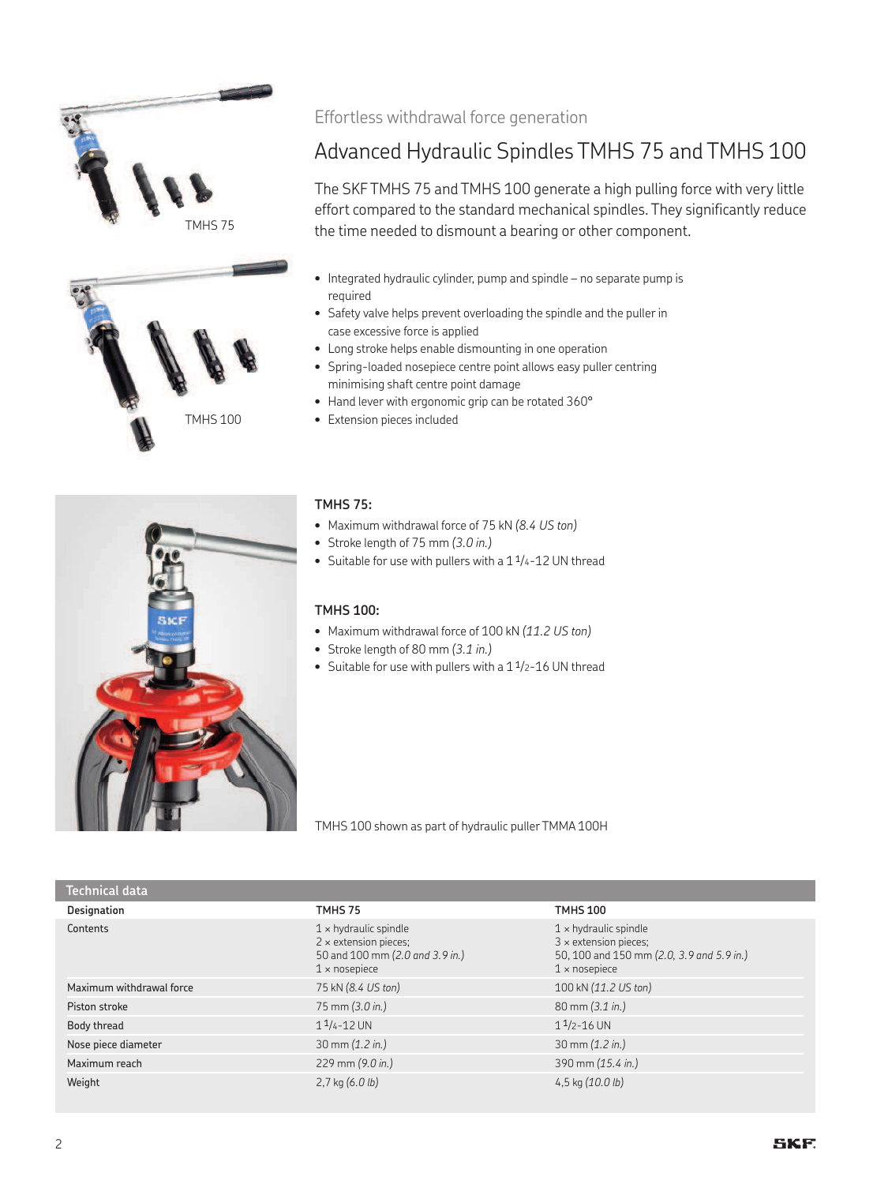TMHS 75

TMHS 100

Effortless withdrawal force generation

# Advanced Hydraulic Spindles TMHS 75 and TMHS 100

The SKF TMHS 75 and TMHS 100 generate a high pulling force with very little effort compared to the standard mechanical spindles. They significantly reduce the time needed to dismount a bearing or other component.

- Integrated hydraulic cylinder, pump and spindle – no separate pump is required
- Safety valve helps prevent overloading the spindle and the puller in case excessive force is applied
- Long stroke helps enable dismounting in one operation
- Spring-loaded nosepiece centre point allows easy puller centring minimising shaft centre point damage
- Hand lever with ergonomic grip can be rotated 360°
- Extension pieces included

**TMHS 75:**

- Maximum withdrawal force of 75 kN *(8.4 US ton)*
- Stroke length of 75 mm *(3.0 in.)*
- Suitable for use with pullers with a 1 1/4-12 UN thread

**TMHS 100:**

- Maximum withdrawal force of 100 kN *(11.2 US ton)*
- Stroke length of 80 mm *(3.1 in.)*
- Suitable for use with pullers with a 1 1/2-16 UN thread

TMHS 100 shown as part of hydraulic puller TMMA 100H

**Technical data**

| Designation | TMHS 75 | TMHS 100 |
|---|---|---|
| Contents | 1 × hydraulic spindle<br>2 × extension pieces;<br>50 and 100 mm *(2.0 and 3.9 in.)*<br>1 × nosepiece | 1 × hydraulic spindle<br>3 × extension pieces;<br>50, 100 and 150 mm *(2.0, 3.9 and 5.9 in.)*<br>1 × nosepiece |
| Maximum withdrawal force | 75 kN *(8.4 US ton)* | 100 kN *(11.2 US ton)* |
| Piston stroke | 75 mm *(3.0 in.)* | 80 mm *(3.1 in.)* |
| Body thread | 1 1/4-12 UN | 1 1/2-16 UN |
| Nose piece diameter | 30 mm *(1.2 in.)* | 30 mm *(1.2 in.)* |
| Maximum reach | 229 mm *(9.0 in.)* | 390 mm *(15.4 in.)* |
| Weight | 2,7 kg *(6.0 lb)* | 4,5 kg *(10.0 lb)* |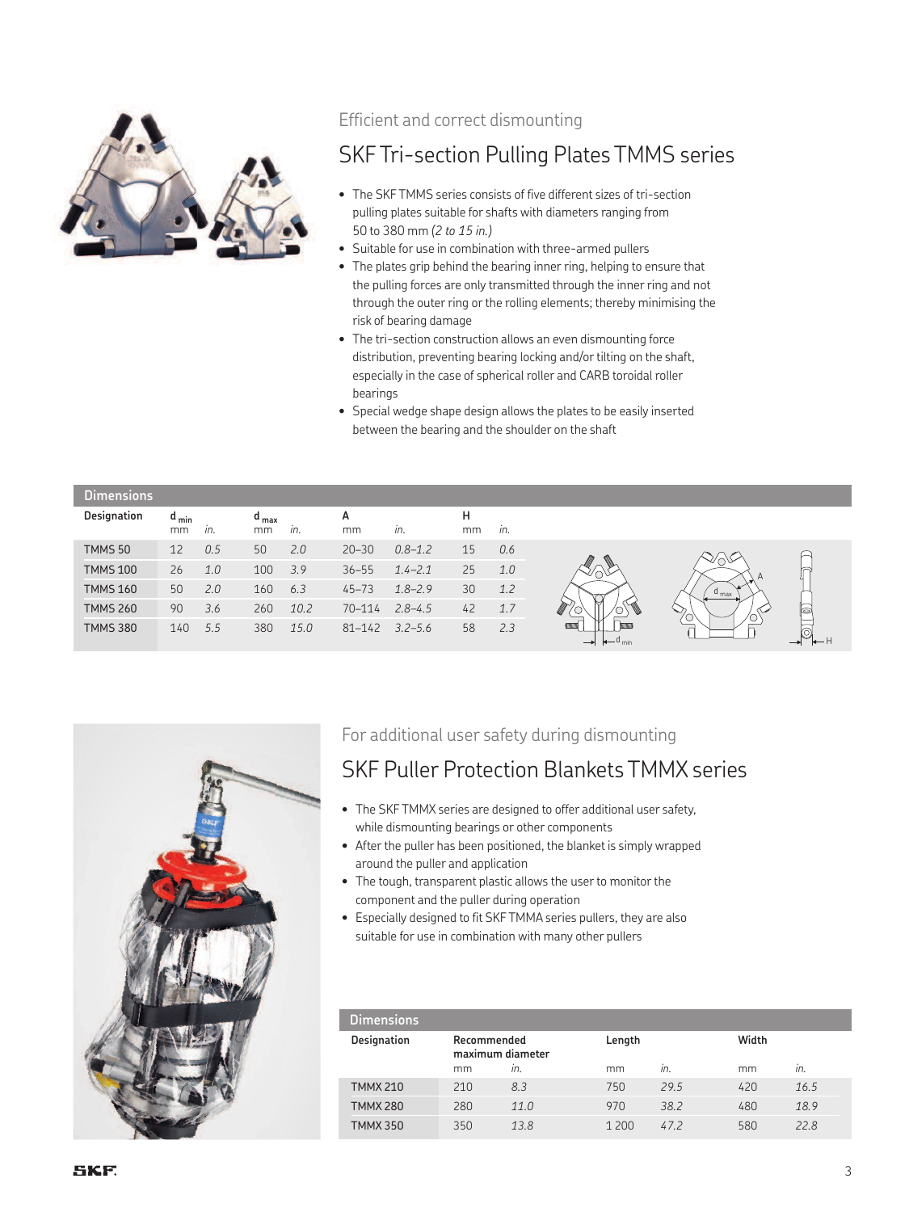Efficient and correct dismounting

## SKF Tri-section Pulling Plates TMMS series

- The SKF TMMS series consists of five different sizes of tri-section pulling plates suitable for shafts with diameters ranging from 50 to 380 mm *(2 to 15 in.)*
- Suitable for use in combination with three-armed pullers
- The plates grip behind the bearing inner ring, helping to ensure that the pulling forces are only transmitted through the inner ring and not through the outer ring or the rolling elements; thereby minimising the risk of bearing damage
- The tri-section construction allows an even dismounting force distribution, preventing bearing locking and/or tilting on the shaft, especially in the case of spherical roller and CARB toroidal roller bearings
- Special wedge shape design allows the plates to be easily inserted between the bearing and the shoulder on the shaft

**Dimensions**

| Designation | $d_{min}$ | | $d_{max}$ | | A | | H | |
|---|---|---|---|---|---|---|---|---|
| | mm | *in.* | mm | *in.* | mm | *in.* | mm | *in.* |
| TMMS 50 | 12 | *0.5* | 50 | *2.0* | 20–30 | *0.8–1.2* | 15 | *0.6* |
| TMMS 100 | 26 | *1.0* | 100 | *3.9* | 36–55 | *1.4–2.1* | 25 | *1.0* |
| TMMS 160 | 50 | *2.0* | 160 | *6.3* | 45–73 | *1.8–2.9* | 30 | *1.2* |
| TMMS 260 | 90 | *3.6* | 260 | *10.2* | 70–114 | *2.8–4.5* | 42 | *1.7* |
| TMMS 380 | 140 | *5.5* | 380 | *15.0* | 81–142 | *3.2–5.6* | 58 | *2.3* |

For additional user safety during dismounting

## SKF Puller Protection Blankets TMMX series

- The SKF TMMX series are designed to offer additional user safety, while dismounting bearings or other components
- After the puller has been positioned, the blanket is simply wrapped around the puller and application
- The tough, transparent plastic allows the user to monitor the component and the puller during operation
- Especially designed to fit SKF TMMA series pullers, they are also suitable for use in combination with many other pullers

**Dimensions**

| Designation | Recommended maximum diameter | | Length | | Width | |
|---|---|---|---|---|---|---|
| | mm | *in.* | mm | *in.* | mm | *in.* |
| TMMX 210 | 210 | *8.3* | 750 | *29.5* | 420 | *16.5* |
| TMMX 280 | 280 | *11.0* | 970 | *38.2* | 480 | *18.9* |
| TMMX 350 | 350 | *13.8* | 1 200 | *47.2* | 580 | *22.8* |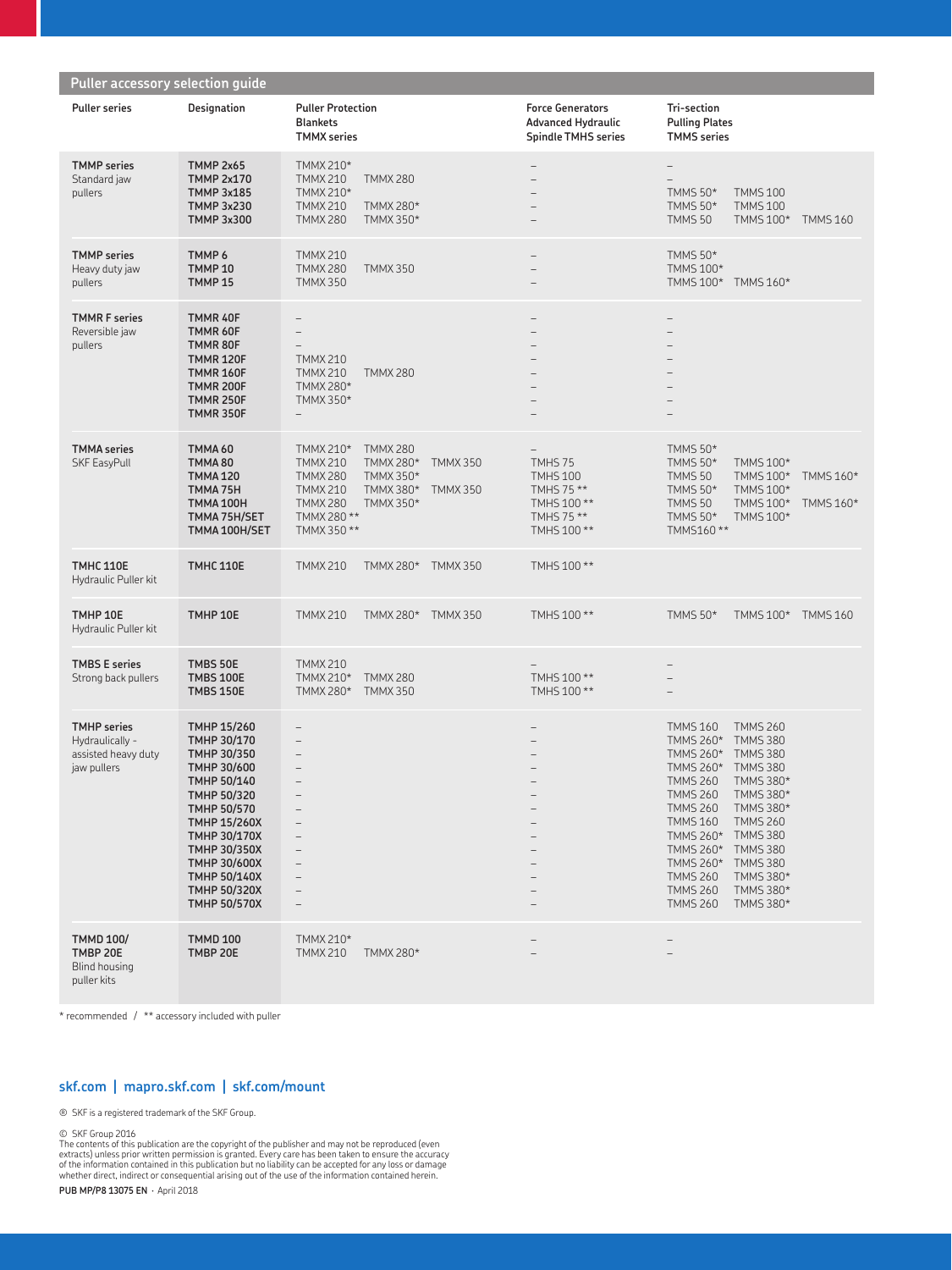## Puller accessory selection guide

| Puller series | Designation | Puller Protection Blankets TMMX series | Force Generators Advanced Hydraulic Spindle TMHS series | Tri-section Pulling Plates TMMS series |
|---|---|---|---|---|
| **TMMP series** Standard jaw pullers | **TMMP 2x65** | TMMX 210* | – | – |
| | **TMMP 2x170** | TMMX 210 TMMX 280 | – | – |
| | **TMMP 3x185** | TMMX 210* | – | TMMS 50* TMMS 100 |
| | **TMMP 3x230** | TMMX 210 TMMX 280* | – | TMMS 50* TMMS 100 |
| | **TMMP 3x300** | TMMX 280 TMMX 350* | – | TMMS 50 TMMS 100* TMMS 160 |
| **TMMP series** Heavy duty jaw pullers | **TMMP 6** | TMMX 210 | – | TMMS 50* |
| | **TMMP 10** | TMMX 280 TMMX 350 | – | TMMS 100* |
| | **TMMP 15** | TMMX 350 | – | TMMS 100* TMMS 160* |
| **TMMR F series** Reversible jaw pullers | **TMMR 40F** | – | – | – |
| | **TMMR 60F** | – | – | – |
| | **TMMR 80F** | – | – | – |
| | **TMMR 120F** | TMMX 210 | – | – |
| | **TMMR 160F** | TMMX 210 TMMX 280 | – | – |
| | **TMMR 200F** | TMMX 280* | – | – |
| | **TMMR 250F** | TMMX 350* | – | – |
| | **TMMR 350F** | – | – | – |
| **TMMA series** SKF EasyPull | **TMMA 60** | TMMX 210* TMMX 280 | – | TMMS 50* |
| | **TMMA 80** | TMMX 210 TMMX 280* TMMX 350 | TMHS 75 | TMMS 50* TMMS 100* |
| | **TMMA 120** | TMMX 280 TMMX 350* | TMHS 100 | TMMS 50 TMMS 100* TMMS 160* |
| | **TMMA 75H** | TMMX 210 TMMX 380* TMMX 350 | TMHS 75 ** | TMMS 50* TMMS 100* |
| | **TMMA 100H** | TMMX 280 TMMX 350* | TMHS 100 ** | TMMS 50 TMMS 100* TMMS 160* |
| | **TMMA 75H/SET** | TMMX 280 ** | TMHS 75 ** | TMMS 50* TMMS 100* |
| | **TMMA 100H/SET** | TMMX 350 ** | TMHS 100 ** | TMMS160 ** |
| **TMHC 110E** Hydraulic Puller kit | **TMHC 110E** | TMMX 210 TMMX 280* TMMX 350 | TMHS 100 ** | |
| **TMHP 10E** Hydraulic Puller kit | **TMHP 10E** | TMMX 210 TMMX 280* TMMX 350 | TMHS 100 ** | TMMS 50* TMMS 100* TMMS 160 |
| **TMBS E series** Strong back pullers | **TMBS 50E** | TMMX 210 | – | – |
| | **TMBS 100E** | TMMX 210* TMMX 280 | TMHS 100 ** | – |
| | **TMBS 150E** | TMMX 280* TMMX 350 | TMHS 100 ** | – |
| **TMHP series** Hydraulically - assisted heavy duty jaw pullers | **TMHP 15/260** | – | – | TMMS 160 TMMS 260 |
| | **TMHP 30/170** | – | – | TMMS 260* TMMS 380 |
| | **TMHP 30/350** | – | – | TMMS 260* TMMS 380 |
| | **TMHP 30/600** | – | – | TMMS 260* TMMS 380 |
| | **TMHP 50/140** | – | – | TMMS 260 TMMS 380* |
| | **TMHP 50/320** | – | – | TMMS 260 TMMS 380* |
| | **TMHP 50/570** | – | – | TMMS 260 TMMS 380* |
| | **TMHP 15/260X** | – | – | TMMS 160 TMMS 260 |
| | **TMHP 30/170X** | – | – | TMMS 260* TMMS 380 |
| | **TMHP 30/350X** | – | – | TMMS 260* TMMS 380 |
| | **TMHP 30/600X** | – | – | TMMS 260* TMMS 380 |
| | **TMHP 50/140X** | – | – | TMMS 260 TMMS 380* |
| | **TMHP 50/320X** | – | – | TMMS 260 TMMS 380* |
| | **TMHP 50/570X** | – | – | TMMS 260 TMMS 380* |
| **TMMD 100/ TMBP 20E** Blind housing puller kits | **TMMD 100** | TMMX 210* | – | – |
| | **TMBP 20E** | TMMX 210 TMMX 280* | – | – |

\* recommended / ** accessory included with puller

**skf.com | mapro.skf.com | skf.com/mount**

® SKF is a registered trademark of the SKF Group.

© SKF Group 2016
The contents of this publication are the copyright of the publisher and may not be reproduced (even extracts) unless prior written permission is granted. Every care has been taken to ensure the accuracy of the information contained in this publication but no liability can be accepted for any loss or damage whether direct, indirect or consequential arising out of the use of the information contained herein.

**PUB MP/P8 13075 EN** · April 2018